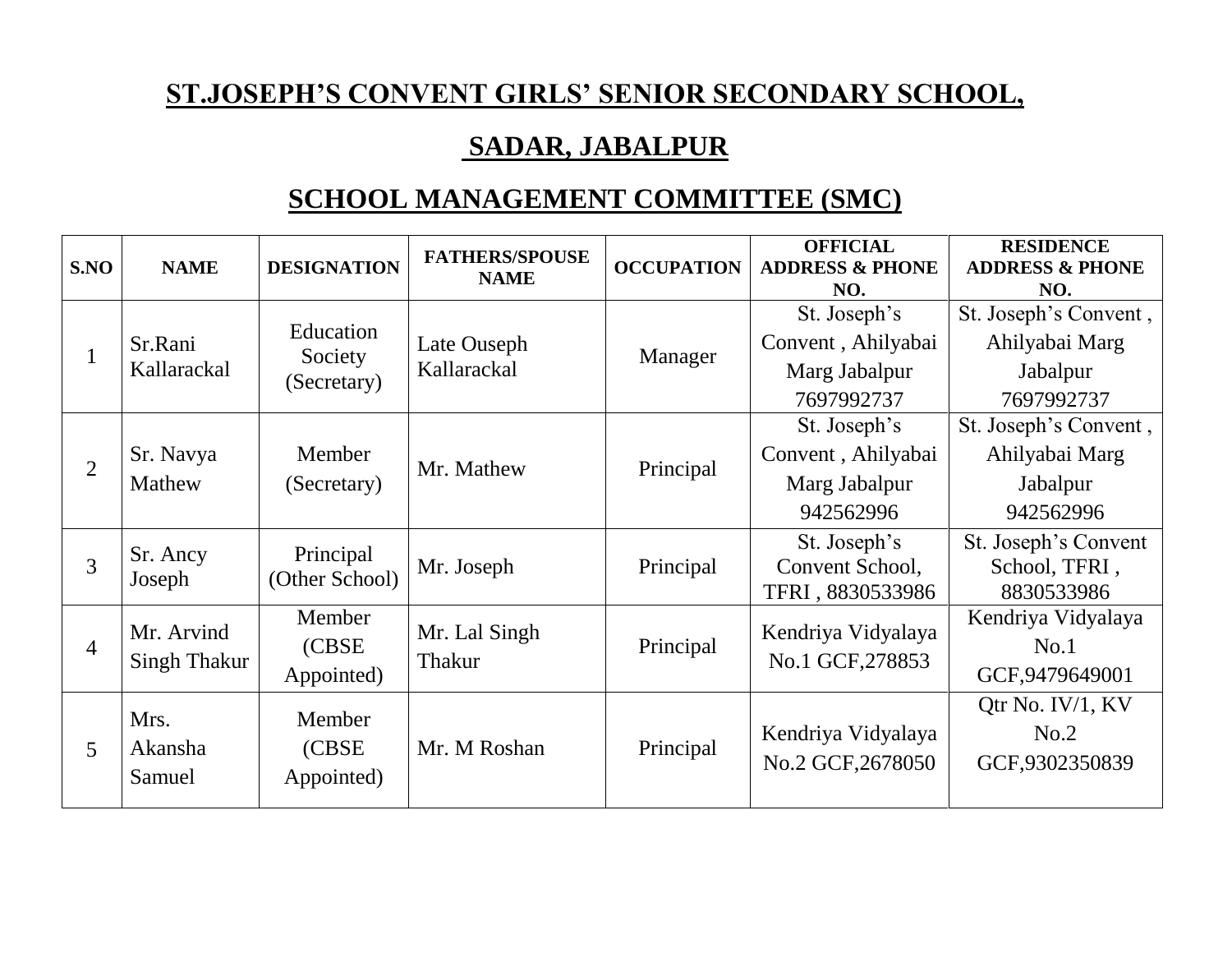# ST.JOSEPH'S CONVENT GIRLS' SENIOR SECONDARY SCHOOL,

# SADAR, JABALPUR

## SCHOOL MANAGEMENT COMMITTEE (SMC)

| S.NO | NAME | DESIGNATION | FATHERS/SPOUSE NAME | OCCUPATION | OFFICIAL ADDRESS & PHONE NO. | RESIDENCE ADDRESS & PHONE NO. |
|---|---|---|---|---|---|---|
| 1 | Sr.Rani Kallarackal | Education Society (Secretary) | Late Ouseph Kallarackal | Manager | St. Joseph's Convent , Ahilyabai Marg Jabalpur 7697992737 | St. Joseph's Convent , Ahilyabai Marg Jabalpur 7697992737 |
| 2 | Sr. Navya Mathew | Member (Secretary) | Mr. Mathew | Principal | St. Joseph's Convent , Ahilyabai Marg Jabalpur 942562996 | St. Joseph's Convent , Ahilyabai Marg Jabalpur 942562996 |
| 3 | Sr. Ancy Joseph | Principal (Other School) | Mr. Joseph | Principal | St. Joseph's Convent School, TFRI , 8830533986 | St. Joseph's Convent School, TFRI , 8830533986 |
| 4 | Mr. Arvind Singh Thakur | Member (CBSE Appointed) | Mr. Lal Singh Thakur | Principal | Kendriya Vidyalaya No.1 GCF,278853 | Kendriya Vidyalaya No.1 GCF,9479649001 |
| 5 | Mrs. Akansha Samuel | Member (CBSE Appointed) | Mr. M Roshan | Principal | Kendriya Vidyalaya No.2 GCF,2678050 | Qtr No. IV/1, KV No.2 GCF,9302350839 |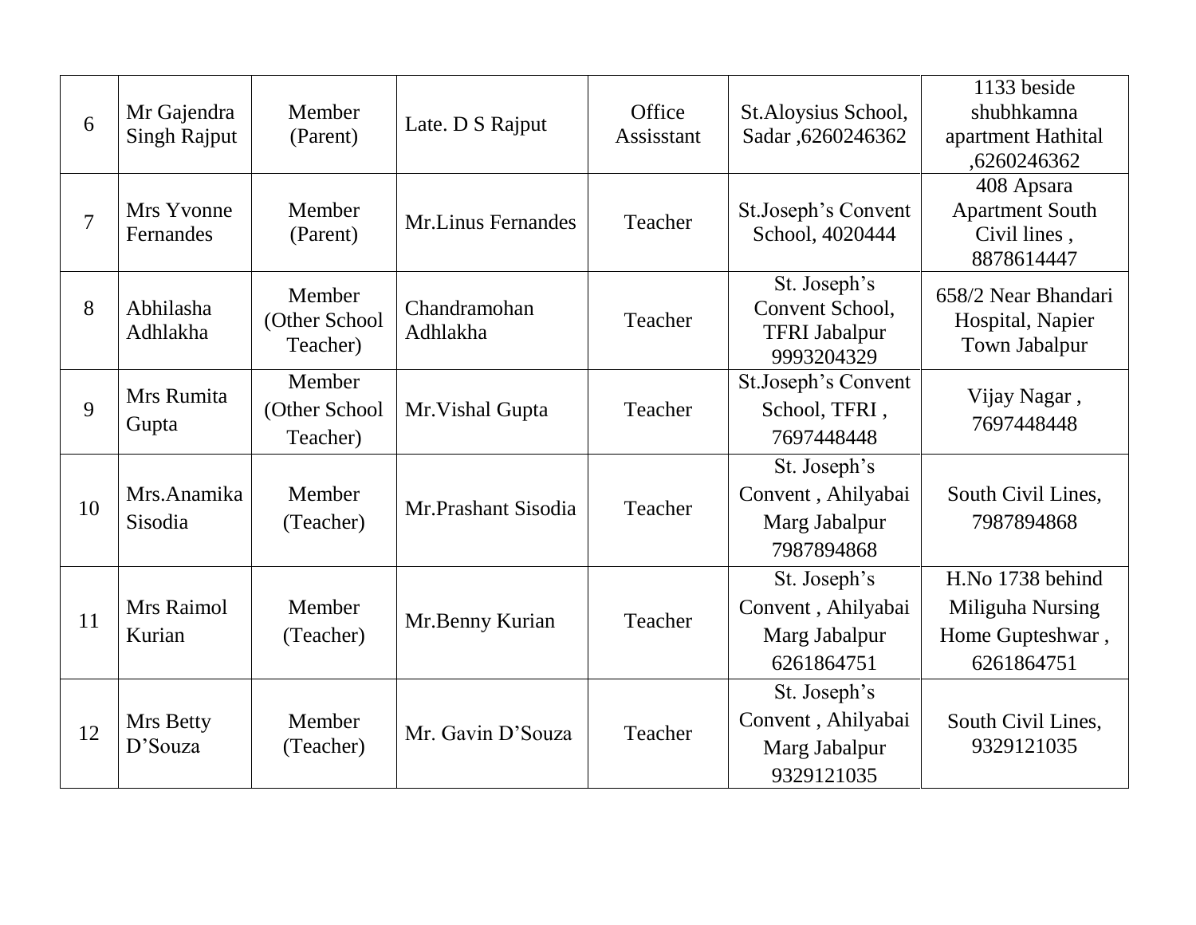| | | | | | | |
|---|---|---|---|---|---|---|
| 6 | Mr Gajendra Singh Rajput | Member (Parent) | Late. D S Rajput | Office Assisstant | St.Aloysius School, Sadar ,6260246362 | 1133 beside shubhkamna apartment Hathital ,6260246362 |
| 7 | Mrs Yvonne Fernandes | Member (Parent) | Mr.Linus Fernandes | Teacher | St.Joseph's Convent School, 4020444 | 408 Apsara Apartment South Civil lines , 8878614447 |
| 8 | Abhilasha Adhlakha | Member (Other School Teacher) | Chandramohan Adhlakha | Teacher | St. Joseph's Convent School, TFRI Jabalpur 9993204329 | 658/2 Near Bhandari Hospital, Napier Town Jabalpur |
| 9 | Mrs Rumita Gupta | Member (Other School Teacher) | Mr.Vishal Gupta | Teacher | St.Joseph's Convent School, TFRI , 7697448448 | Vijay Nagar , 7697448448 |
| 10 | Mrs.Anamika Sisodia | Member (Teacher) | Mr.Prashant Sisodia | Teacher | St. Joseph's Convent , Ahilyabai Marg Jabalpur 7987894868 | South Civil Lines, 7987894868 |
| 11 | Mrs Raimol Kurian | Member (Teacher) | Mr.Benny Kurian | Teacher | St. Joseph's Convent , Ahilyabai Marg Jabalpur 6261864751 | H.No 1738 behind Miliguha Nursing Home Gupteshwar , 6261864751 |
| 12 | Mrs Betty D'Souza | Member (Teacher) | Mr. Gavin D'Souza | Teacher | St. Joseph's Convent , Ahilyabai Marg Jabalpur 9329121035 | South Civil Lines, 9329121035 |